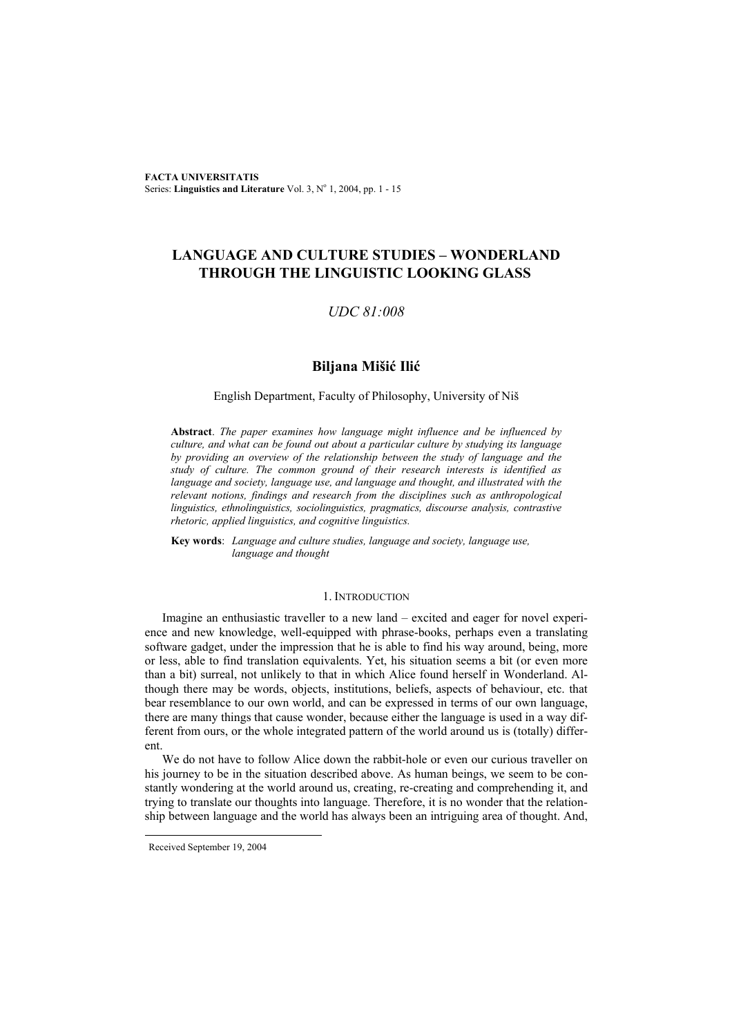# LANGUAGE AND CULTURE STUDIES – WONDERLAND THROUGH THE LINGUISTIC LOOKING GLASS

*UDC 81:008*

**Biljana Mišić Ilić**

English Department, Faculty of Philosophy, University of Niš

**Abstract**. *The paper examines how language might influence and be influenced by culture, and what can be found out about a particular culture by studying its language by providing an overview of the relationship between the study of language and the study of culture. The common ground of their research interests is identified as language and society, language use, and language and thought, and illustrated with the relevant notions, findings and research from the disciplines such as anthropological linguistics, ethnolinguistics, sociolinguistics, pragmatics, discourse analysis, contrastive rhetoric, applied linguistics, and cognitive linguistics.*

**Key words**: *Language and culture studies, language and society, language use, language and thought*

## 1. Introduction

Imagine an enthusiastic traveller to a new land – excited and eager for novel experience and new knowledge, well-equipped with phrase-books, perhaps even a translating software gadget, under the impression that he is able to find his way around, being, more or less, able to find translation equivalents. Yet, his situation seems a bit (or even more than a bit) surreal, not unlikely to that in which Alice found herself in Wonderland. Although there may be words, objects, institutions, beliefs, aspects of behaviour, etc. that bear resemblance to our own world, and can be expressed in terms of our own language, there are many things that cause wonder, because either the language is used in a way different from ours, or the whole integrated pattern of the world around us is (totally) different.

We do not have to follow Alice down the rabbit-hole or even our curious traveller on his journey to be in the situation described above. As human beings, we seem to be constantly wondering at the world around us, creating, re-creating and comprehending it, and trying to translate our thoughts into language. Therefore, it is no wonder that the relationship between language and the world has always been an intriguing area of thought. And,

Received September 19, 2004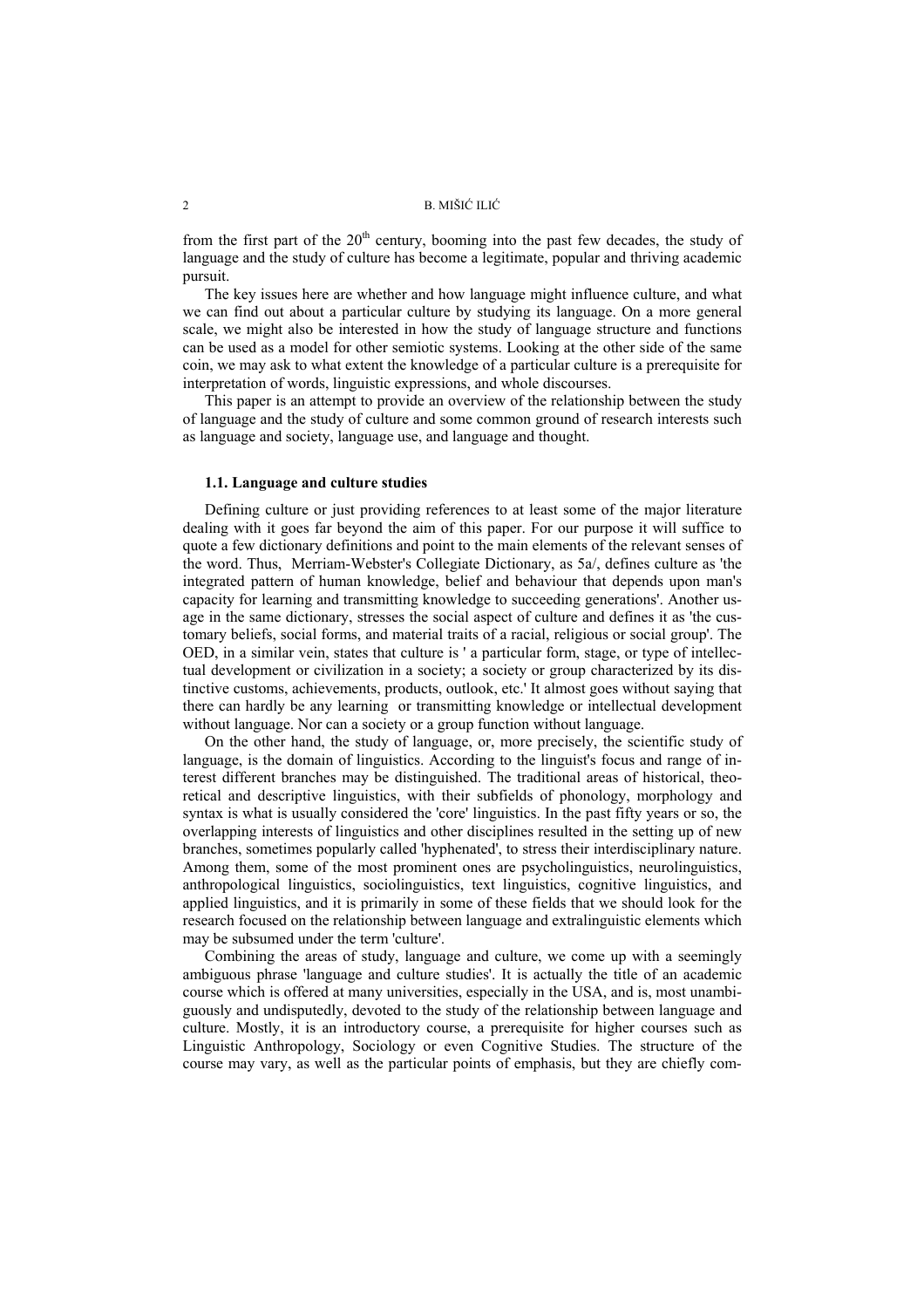from the first part of the $20^{th}$ century, booming into the past few decades, the study of language and the study of culture has become a legitimate, popular and thriving academic pursuit.

The key issues here are whether and how language might influence culture, and what we can find out about a particular culture by studying its language. On a more general scale, we might also be interested in how the study of language structure and functions can be used as a model for other semiotic systems. Looking at the other side of the same coin, we may ask to what extent the knowledge of a particular culture is a prerequisite for interpretation of words, linguistic expressions, and whole discourses.

This paper is an attempt to provide an overview of the relationship between the study of language and the study of culture and some common ground of research interests such as language and society, language use, and language and thought.

### 1.1. Language and culture studies

Defining culture or just providing references to at least some of the major literature dealing with it goes far beyond the aim of this paper. For our purpose it will suffice to quote a few dictionary definitions and point to the main elements of the relevant senses of the word. Thus, Merriam-Webster's Collegiate Dictionary, as 5a/, defines culture as 'the integrated pattern of human knowledge, belief and behaviour that depends upon man's capacity for learning and transmitting knowledge to succeeding generations'. Another usage in the same dictionary, stresses the social aspect of culture and defines it as 'the customary beliefs, social forms, and material traits of a racial, religious or social group'. The OED, in a similar vein, states that culture is ' a particular form, stage, or type of intellectual development or civilization in a society; a society or group characterized by its distinctive customs, achievements, products, outlook, etc.' It almost goes without saying that there can hardly be any learning or transmitting knowledge or intellectual development without language. Nor can a society or a group function without language.

On the other hand, the study of language, or, more precisely, the scientific study of language, is the domain of linguistics. According to the linguist's focus and range of interest different branches may be distinguished. The traditional areas of historical, theoretical and descriptive linguistics, with their subfields of phonology, morphology and syntax is what is usually considered the 'core' linguistics. In the past fifty years or so, the overlapping interests of linguistics and other disciplines resulted in the setting up of new branches, sometimes popularly called 'hyphenated', to stress their interdisciplinary nature. Among them, some of the most prominent ones are psycholinguistics, neurolinguistics, anthropological linguistics, sociolinguistics, text linguistics, cognitive linguistics, and applied linguistics, and it is primarily in some of these fields that we should look for the research focused on the relationship between language and extralinguistic elements which may be subsumed under the term 'culture'.

Combining the areas of study, language and culture, we come up with a seemingly ambiguous phrase 'language and culture studies'. It is actually the title of an academic course which is offered at many universities, especially in the USA, and is, most unambiguously and undisputedly, devoted to the study of the relationship between language and culture. Mostly, it is an introductory course, a prerequisite for higher courses such as Linguistic Anthropology, Sociology or even Cognitive Studies. The structure of the course may vary, as well as the particular points of emphasis, but they are chiefly com-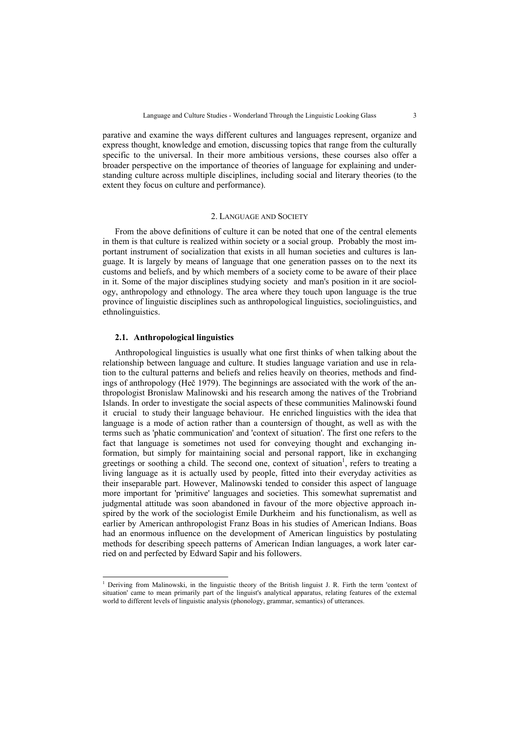parative and examine the ways different cultures and languages represent, organize and express thought, knowledge and emotion, discussing topics that range from the culturally specific to the universal. In their more ambitious versions, these courses also offer a broader perspective on the importance of theories of language for explaining and understanding culture across multiple disciplines, including social and literary theories (to the extent they focus on culture and performance).

## 2. Language and Society

From the above definitions of culture it can be noted that one of the central elements in them is that culture is realized within society or a social group. Probably the most important instrument of socialization that exists in all human societies and cultures is language. It is largely by means of language that one generation passes on to the next its customs and beliefs, and by which members of a society come to be aware of their place in it. Some of the major disciplines studying society and man's position in it are sociology, anthropology and ethnology. The area where they touch upon language is the true province of linguistic disciplines such as anthropological linguistics, sociolinguistics, and ethnolinguistics.

### 2.1. Anthropological linguistics

Anthropological linguistics is usually what one first thinks of when talking about the relationship between language and culture. It studies language variation and use in relation to the cultural patterns and beliefs and relies heavily on theories, methods and findings of anthropology (Heč 1979). The beginnings are associated with the work of the anthropologist Bronislaw Malinowski and his research among the natives of the Trobriand Islands. In order to investigate the social aspects of these communities Malinowski found it crucial to study their language behaviour. He enriched linguistics with the idea that language is a mode of action rather than a countersign of thought, as well as with the terms such as 'phatic communication' and 'context of situation'. The first one refers to the fact that language is sometimes not used for conveying thought and exchanging information, but simply for maintaining social and personal rapport, like in exchanging greetings or soothing a child. The second one, context of situation[1], refers to treating a living language as it is actually used by people, fitted into their everyday activities as their inseparable part. However, Malinowski tended to consider this aspect of language more important for 'primitive' languages and societies. This somewhat suprematist and judgmental attitude was soon abandoned in favour of the more objective approach inspired by the work of the sociologist Emile Durkheim and his functionalism, as well as earlier by American anthropologist Franz Boas in his studies of American Indians. Boas had an enormous influence on the development of American linguistics by postulating methods for describing speech patterns of American Indian languages, a work later carried on and perfected by Edward Sapir and his followers.

[1] Deriving from Malinowski, in the linguistic theory of the British linguist J. R. Firth the term 'context of situation' came to mean primarily part of the linguist's analytical apparatus, relating features of the external world to different levels of linguistic analysis (phonology, grammar, semantics) of utterances.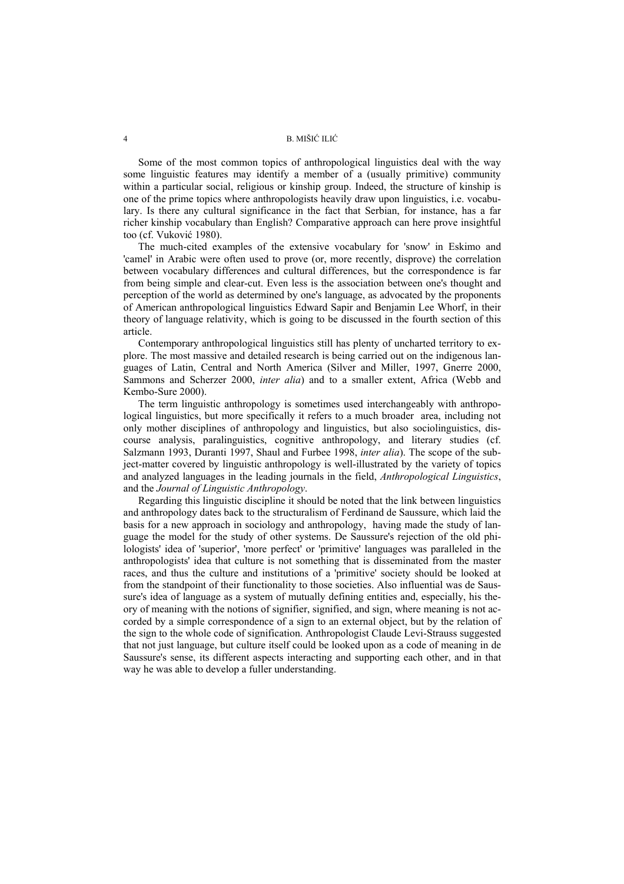Some of the most common topics of anthropological linguistics deal with the way some linguistic features may identify a member of a (usually primitive) community within a particular social, religious or kinship group. Indeed, the structure of kinship is one of the prime topics where anthropologists heavily draw upon linguistics, i.e. vocabulary. Is there any cultural significance in the fact that Serbian, for instance, has a far richer kinship vocabulary than English? Comparative approach can here prove insightful too (cf. Vuković 1980).

The much-cited examples of the extensive vocabulary for 'snow' in Eskimo and 'camel' in Arabic were often used to prove (or, more recently, disprove) the correlation between vocabulary differences and cultural differences, but the correspondence is far from being simple and clear-cut. Even less is the association between one's thought and perception of the world as determined by one's language, as advocated by the proponents of American anthropological linguistics Edward Sapir and Benjamin Lee Whorf, in their theory of language relativity, which is going to be discussed in the fourth section of this article.

Contemporary anthropological linguistics still has plenty of uncharted territory to explore. The most massive and detailed research is being carried out on the indigenous languages of Latin, Central and North America (Silver and Miller, 1997, Gnerre 2000, Sammons and Scherzer 2000, *inter alia*) and to a smaller extent, Africa (Webb and Kembo-Sure 2000).

The term linguistic anthropology is sometimes used interchangeably with anthropological linguistics, but more specifically it refers to a much broader area, including not only mother disciplines of anthropology and linguistics, but also sociolinguistics, discourse analysis, paralinguistics, cognitive anthropology, and literary studies (cf. Salzmann 1993, Duranti 1997, Shaul and Furbee 1998, *inter alia*). The scope of the subject-matter covered by linguistic anthropology is well-illustrated by the variety of topics and analyzed languages in the leading journals in the field, *Anthropological Linguistics*, and the *Journal of Linguistic Anthropology*.

Regarding this linguistic discipline it should be noted that the link between linguistics and anthropology dates back to the structuralism of Ferdinand de Saussure, which laid the basis for a new approach in sociology and anthropology, having made the study of language the model for the study of other systems. De Saussure's rejection of the old philologists' idea of 'superior', 'more perfect' or 'primitive' languages was paralleled in the anthropologists' idea that culture is not something that is disseminated from the master races, and thus the culture and institutions of a 'primitive' society should be looked at from the standpoint of their functionality to those societies. Also influential was de Saussure's idea of language as a system of mutually defining entities and, especially, his theory of meaning with the notions of signifier, signified, and sign, where meaning is not accorded by a simple correspondence of a sign to an external object, but by the relation of the sign to the whole code of signification. Anthropologist Claude Levi-Strauss suggested that not just language, but culture itself could be looked upon as a code of meaning in de Saussure's sense, its different aspects interacting and supporting each other, and in that way he was able to develop a fuller understanding.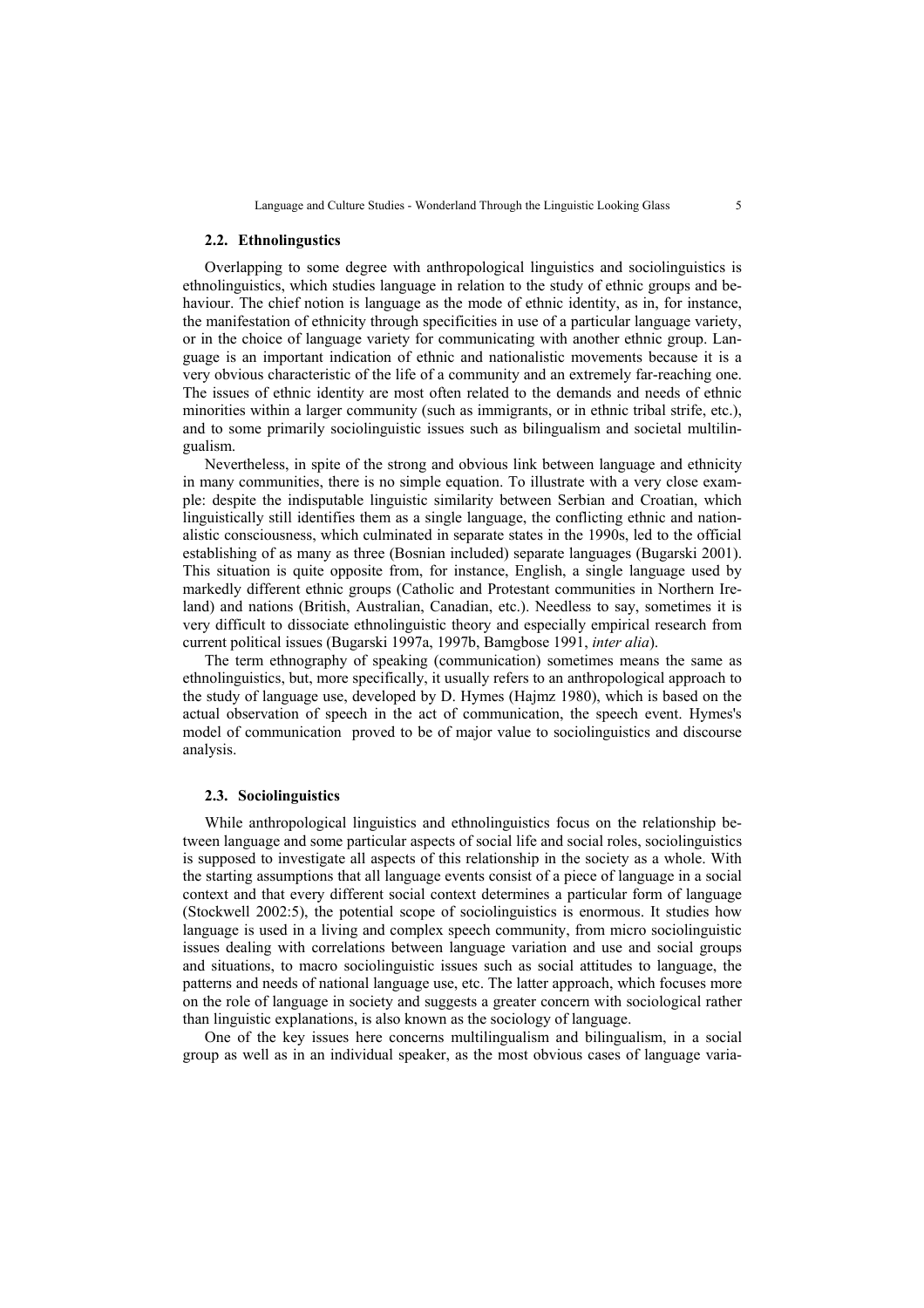### 2.2. Ethnolingustics

Overlapping to some degree with anthropological linguistics and sociolinguistics is ethnolinguistics, which studies language in relation to the study of ethnic groups and behaviour. The chief notion is language as the mode of ethnic identity, as in, for instance, the manifestation of ethnicity through specificities in use of a particular language variety, or in the choice of language variety for communicating with another ethnic group. Language is an important indication of ethnic and nationalistic movements because it is a very obvious characteristic of the life of a community and an extremely far-reaching one. The issues of ethnic identity are most often related to the demands and needs of ethnic minorities within a larger community (such as immigrants, or in ethnic tribal strife, etc.), and to some primarily sociolinguistic issues such as bilingualism and societal multilingualism.

Nevertheless, in spite of the strong and obvious link between language and ethnicity in many communities, there is no simple equation. To illustrate with a very close example: despite the indisputable linguistic similarity between Serbian and Croatian, which linguistically still identifies them as a single language, the conflicting ethnic and nationalistic consciousness, which culminated in separate states in the 1990s, led to the official establishing of as many as three (Bosnian included) separate languages (Bugarski 2001). This situation is quite opposite from, for instance, English, a single language used by markedly different ethnic groups (Catholic and Protestant communities in Northern Ireland) and nations (British, Australian, Canadian, etc.). Needless to say, sometimes it is very difficult to dissociate ethnolinguistic theory and especially empirical research from current political issues (Bugarski 1997a, 1997b, Bamgbose 1991, *inter alia*).

The term ethnography of speaking (communication) sometimes means the same as ethnolinguistics, but, more specifically, it usually refers to an anthropological approach to the study of language use, developed by D. Hymes (Hajmz 1980), which is based on the actual observation of speech in the act of communication, the speech event. Hymes's model of communication proved to be of major value to sociolinguistics and discourse analysis.

### 2.3. Sociolinguistics

While anthropological linguistics and ethnolinguistics focus on the relationship between language and some particular aspects of social life and social roles, sociolinguistics is supposed to investigate all aspects of this relationship in the society as a whole. With the starting assumptions that all language events consist of a piece of language in a social context and that every different social context determines a particular form of language (Stockwell 2002:5), the potential scope of sociolinguistics is enormous. It studies how language is used in a living and complex speech community, from micro sociolinguistic issues dealing with correlations between language variation and use and social groups and situations, to macro sociolinguistic issues such as social attitudes to language, the patterns and needs of national language use, etc. The latter approach, which focuses more on the role of language in society and suggests a greater concern with sociological rather than linguistic explanations, is also known as the sociology of language.

One of the key issues here concerns multilingualism and bilingualism, in a social group as well as in an individual speaker, as the most obvious cases of language varia-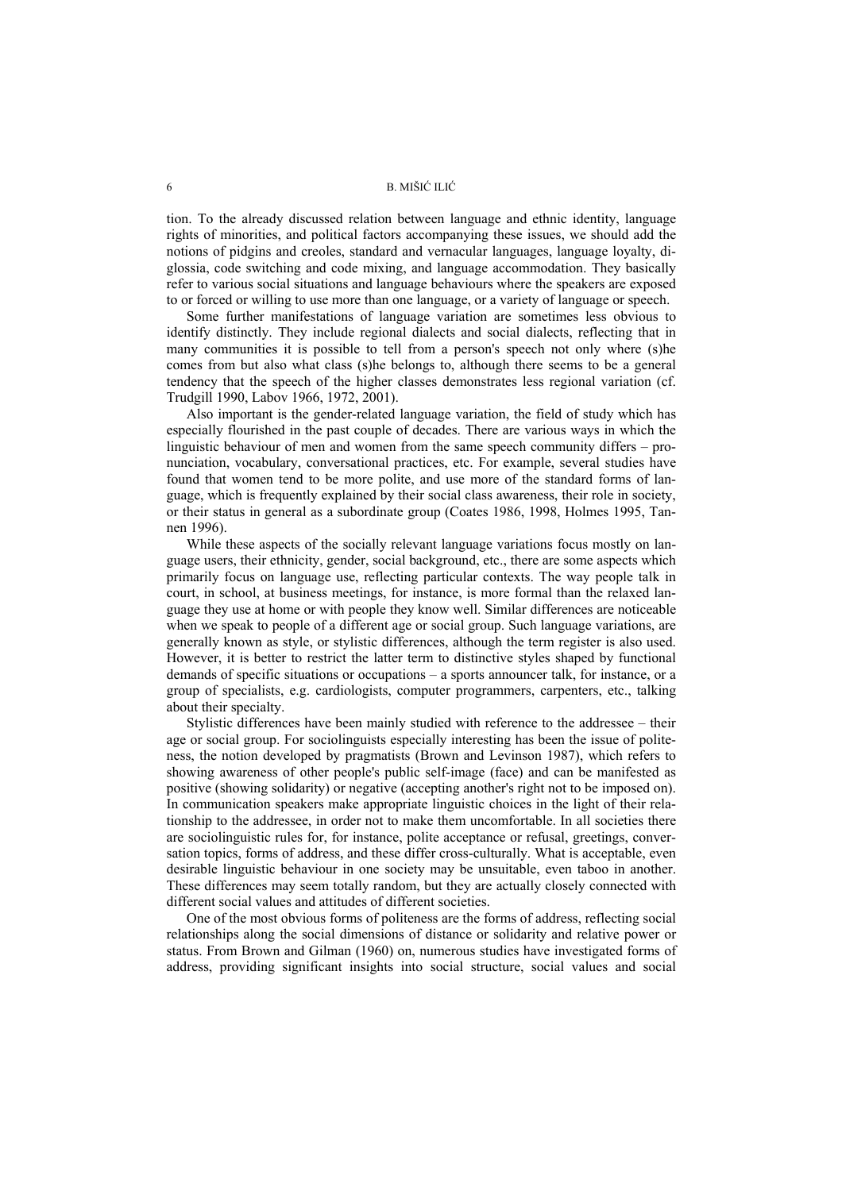tion. To the already discussed relation between language and ethnic identity, language rights of minorities, and political factors accompanying these issues, we should add the notions of pidgins and creoles, standard and vernacular languages, language loyalty, diglossia, code switching and code mixing, and language accommodation. They basically refer to various social situations and language behaviours where the speakers are exposed to or forced or willing to use more than one language, or a variety of language or speech.

Some further manifestations of language variation are sometimes less obvious to identify distinctly. They include regional dialects and social dialects, reflecting that in many communities it is possible to tell from a person's speech not only where (s)he comes from but also what class (s)he belongs to, although there seems to be a general tendency that the speech of the higher classes demonstrates less regional variation (cf. Trudgill 1990, Labov 1966, 1972, 2001).

Also important is the gender-related language variation, the field of study which has especially flourished in the past couple of decades. There are various ways in which the linguistic behaviour of men and women from the same speech community differs – pronunciation, vocabulary, conversational practices, etc. For example, several studies have found that women tend to be more polite, and use more of the standard forms of language, which is frequently explained by their social class awareness, their role in society, or their status in general as a subordinate group (Coates 1986, 1998, Holmes 1995, Tannen 1996).

While these aspects of the socially relevant language variations focus mostly on language users, their ethnicity, gender, social background, etc., there are some aspects which primarily focus on language use, reflecting particular contexts. The way people talk in court, in school, at business meetings, for instance, is more formal than the relaxed language they use at home or with people they know well. Similar differences are noticeable when we speak to people of a different age or social group. Such language variations, are generally known as style, or stylistic differences, although the term register is also used. However, it is better to restrict the latter term to distinctive styles shaped by functional demands of specific situations or occupations – a sports announcer talk, for instance, or a group of specialists, e.g. cardiologists, computer programmers, carpenters, etc., talking about their specialty.

Stylistic differences have been mainly studied with reference to the addressee – their age or social group. For sociolinguists especially interesting has been the issue of politeness, the notion developed by pragmatists (Brown and Levinson 1987), which refers to showing awareness of other people's public self-image (face) and can be manifested as positive (showing solidarity) or negative (accepting another's right not to be imposed on). In communication speakers make appropriate linguistic choices in the light of their relationship to the addressee, in order not to make them uncomfortable. In all societies there are sociolinguistic rules for, for instance, polite acceptance or refusal, greetings, conversation topics, forms of address, and these differ cross-culturally. What is acceptable, even desirable linguistic behaviour in one society may be unsuitable, even taboo in another. These differences may seem totally random, but they are actually closely connected with different social values and attitudes of different societies.

One of the most obvious forms of politeness are the forms of address, reflecting social relationships along the social dimensions of distance or solidarity and relative power or status. From Brown and Gilman (1960) on, numerous studies have investigated forms of address, providing significant insights into social structure, social values and social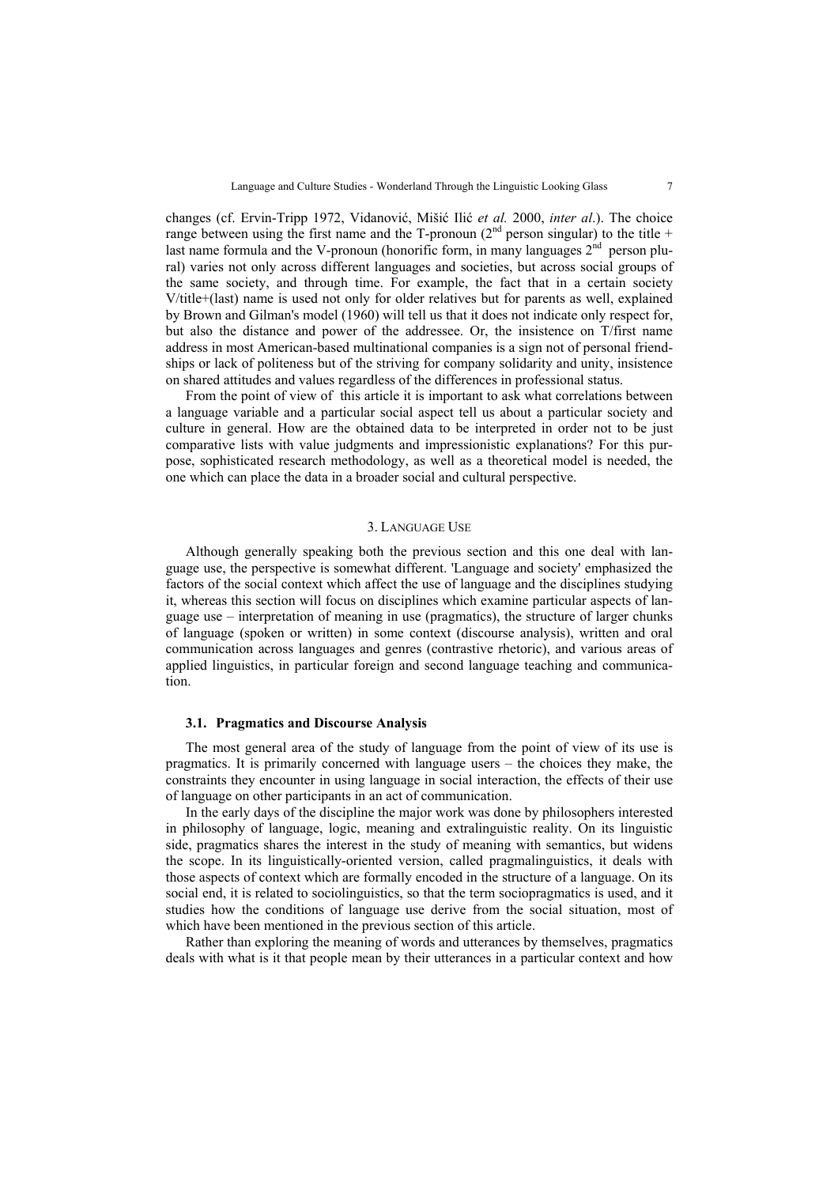changes (cf. Ervin-Tripp 1972, Vidanović, Mišić Ilić *et al.* 2000, *inter al*.). The choice range between using the first name and the T-pronoun ($2^{nd}$ person singular) to the title + last name formula and the V-pronoun (honorific form, in many languages $2^{nd}$ person plural) varies not only across different languages and societies, but across social groups of the same society, and through time. For example, the fact that in a certain society V/title+(last) name is used not only for older relatives but for parents as well, explained by Brown and Gilman's model (1960) will tell us that it does not indicate only respect for, but also the distance and power of the addressee. Or, the insistence on T/first name address in most American-based multinational companies is a sign not of personal friendships or lack of politeness but of the striving for company solidarity and unity, insistence on shared attitudes and values regardless of the differences in professional status.

From the point of view of this article it is important to ask what correlations between a language variable and a particular social aspect tell us about a particular society and culture in general. How are the obtained data to be interpreted in order not to be just comparative lists with value judgments and impressionistic explanations? For this purpose, sophisticated research methodology, as well as a theoretical model is needed, the one which can place the data in a broader social and cultural perspective.

## 3. Language Use

Although generally speaking both the previous section and this one deal with language use, the perspective is somewhat different. 'Language and society' emphasized the factors of the social context which affect the use of language and the disciplines studying it, whereas this section will focus on disciplines which examine particular aspects of language use – interpretation of meaning in use (pragmatics), the structure of larger chunks of language (spoken or written) in some context (discourse analysis), written and oral communication across languages and genres (contrastive rhetoric), and various areas of applied linguistics, in particular foreign and second language teaching and communication.

### 3.1. Pragmatics and Discourse Analysis

The most general area of the study of language from the point of view of its use is pragmatics. It is primarily concerned with language users – the choices they make, the constraints they encounter in using language in social interaction, the effects of their use of language on other participants in an act of communication.

In the early days of the discipline the major work was done by philosophers interested in philosophy of language, logic, meaning and extralinguistic reality. On its linguistic side, pragmatics shares the interest in the study of meaning with semantics, but widens the scope. In its linguistically-oriented version, called pragmalinguistics, it deals with those aspects of context which are formally encoded in the structure of a language. On its social end, it is related to sociolinguistics, so that the term sociopragmatics is used, and it studies how the conditions of language use derive from the social situation, most of which have been mentioned in the previous section of this article.

Rather than exploring the meaning of words and utterances by themselves, pragmatics deals with what is it that people mean by their utterances in a particular context and how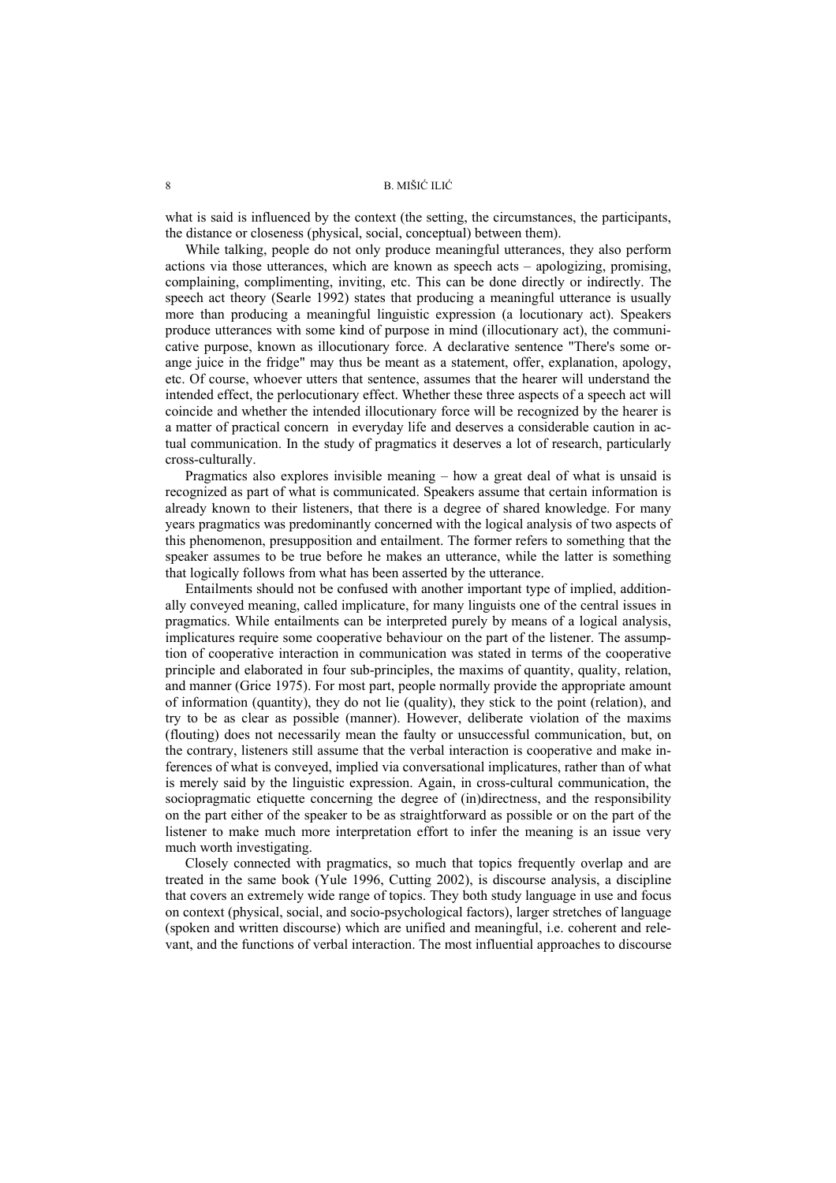what is said is influenced by the context (the setting, the circumstances, the participants, the distance or closeness (physical, social, conceptual) between them).

While talking, people do not only produce meaningful utterances, they also perform actions via those utterances, which are known as speech acts – apologizing, promising, complaining, complimenting, inviting, etc. This can be done directly or indirectly. The speech act theory (Searle 1992) states that producing a meaningful utterance is usually more than producing a meaningful linguistic expression (a locutionary act). Speakers produce utterances with some kind of purpose in mind (illocutionary act), the communicative purpose, known as illocutionary force. A declarative sentence "There's some orange juice in the fridge" may thus be meant as a statement, offer, explanation, apology, etc. Of course, whoever utters that sentence, assumes that the hearer will understand the intended effect, the perlocutionary effect. Whether these three aspects of a speech act will coincide and whether the intended illocutionary force will be recognized by the hearer is a matter of practical concern in everyday life and deserves a considerable caution in actual communication. In the study of pragmatics it deserves a lot of research, particularly cross-culturally.

Pragmatics also explores invisible meaning – how a great deal of what is unsaid is recognized as part of what is communicated. Speakers assume that certain information is already known to their listeners, that there is a degree of shared knowledge. For many years pragmatics was predominantly concerned with the logical analysis of two aspects of this phenomenon, presupposition and entailment. The former refers to something that the speaker assumes to be true before he makes an utterance, while the latter is something that logically follows from what has been asserted by the utterance.

Entailments should not be confused with another important type of implied, additionally conveyed meaning, called implicature, for many linguists one of the central issues in pragmatics. While entailments can be interpreted purely by means of a logical analysis, implicatures require some cooperative behaviour on the part of the listener. The assumption of cooperative interaction in communication was stated in terms of the cooperative principle and elaborated in four sub-principles, the maxims of quantity, quality, relation, and manner (Grice 1975). For most part, people normally provide the appropriate amount of information (quantity), they do not lie (quality), they stick to the point (relation), and try to be as clear as possible (manner). However, deliberate violation of the maxims (flouting) does not necessarily mean the faulty or unsuccessful communication, but, on the contrary, listeners still assume that the verbal interaction is cooperative and make inferences of what is conveyed, implied via conversational implicatures, rather than of what is merely said by the linguistic expression. Again, in cross-cultural communication, the sociopragmatic etiquette concerning the degree of (in)directness, and the responsibility on the part either of the speaker to be as straightforward as possible or on the part of the listener to make much more interpretation effort to infer the meaning is an issue very much worth investigating.

Closely connected with pragmatics, so much that topics frequently overlap and are treated in the same book (Yule 1996, Cutting 2002), is discourse analysis, a discipline that covers an extremely wide range of topics. They both study language in use and focus on context (physical, social, and socio-psychological factors), larger stretches of language (spoken and written discourse) which are unified and meaningful, i.e. coherent and relevant, and the functions of verbal interaction. The most influential approaches to discourse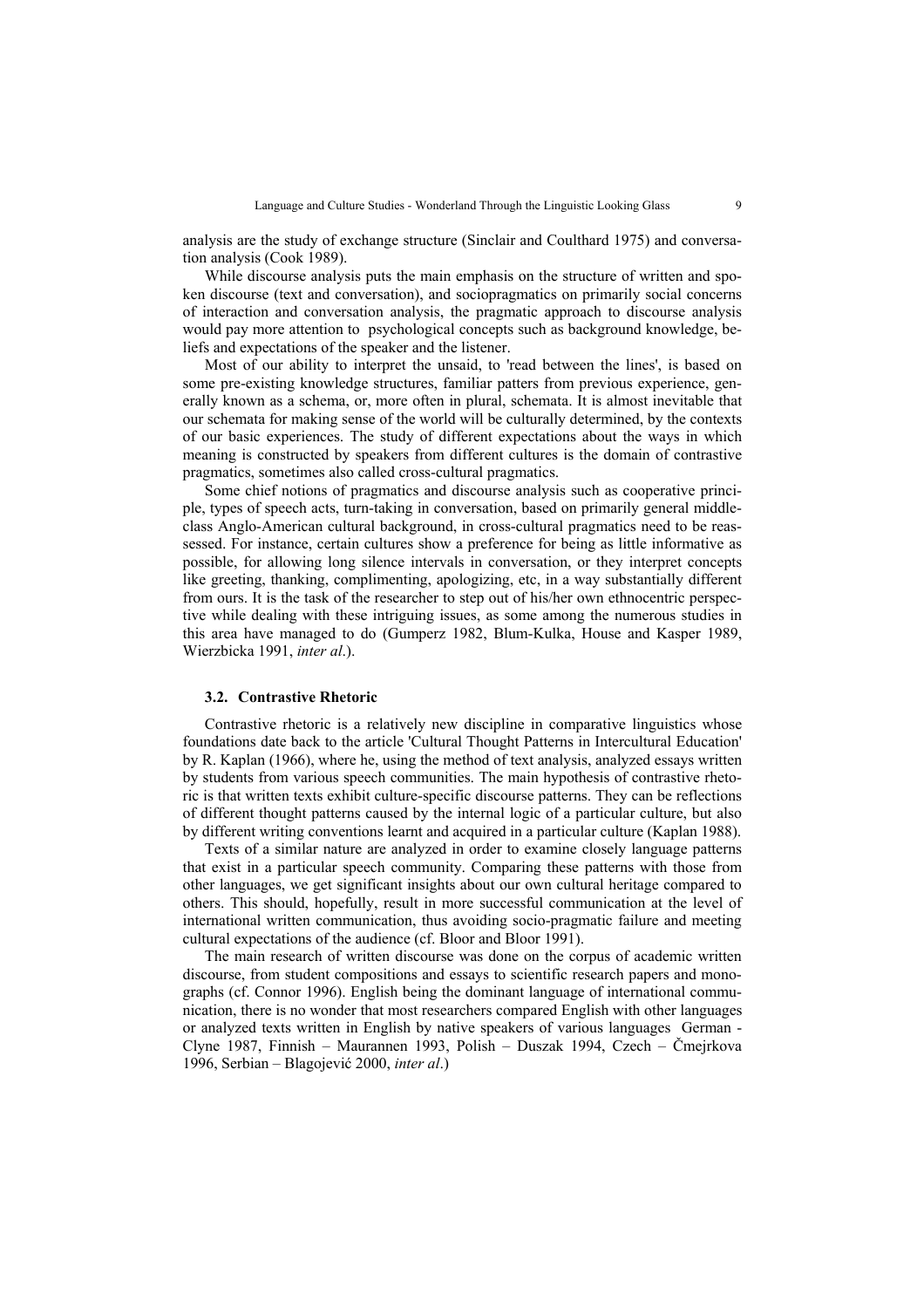analysis are the study of exchange structure (Sinclair and Coulthard 1975) and conversation analysis (Cook 1989).

While discourse analysis puts the main emphasis on the structure of written and spoken discourse (text and conversation), and sociopragmatics on primarily social concerns of interaction and conversation analysis, the pragmatic approach to discourse analysis would pay more attention to psychological concepts such as background knowledge, beliefs and expectations of the speaker and the listener.

Most of our ability to interpret the unsaid, to 'read between the lines', is based on some pre-existing knowledge structures, familiar patters from previous experience, generally known as a schema, or, more often in plural, schemata. It is almost inevitable that our schemata for making sense of the world will be culturally determined, by the contexts of our basic experiences. The study of different expectations about the ways in which meaning is constructed by speakers from different cultures is the domain of contrastive pragmatics, sometimes also called cross-cultural pragmatics.

Some chief notions of pragmatics and discourse analysis such as cooperative principle, types of speech acts, turn-taking in conversation, based on primarily general middle-class Anglo-American cultural background, in cross-cultural pragmatics need to be reassessed. For instance, certain cultures show a preference for being as little informative as possible, for allowing long silence intervals in conversation, or they interpret concepts like greeting, thanking, complimenting, apologizing, etc, in a way substantially different from ours. It is the task of the researcher to step out of his/her own ethnocentric perspective while dealing with these intriguing issues, as some among the numerous studies in this area have managed to do (Gumperz 1982, Blum-Kulka, House and Kasper 1989, Wierzbicka 1991, *inter al*.).

### 3.2. Contrastive Rhetoric

Contrastive rhetoric is a relatively new discipline in comparative linguistics whose foundations date back to the article 'Cultural Thought Patterns in Intercultural Education' by R. Kaplan (1966), where he, using the method of text analysis, analyzed essays written by students from various speech communities. The main hypothesis of contrastive rhetoric is that written texts exhibit culture-specific discourse patterns. They can be reflections of different thought patterns caused by the internal logic of a particular culture, but also by different writing conventions learnt and acquired in a particular culture (Kaplan 1988).

Texts of a similar nature are analyzed in order to examine closely language patterns that exist in a particular speech community. Comparing these patterns with those from other languages, we get significant insights about our own cultural heritage compared to others. This should, hopefully, result in more successful communication at the level of international written communication, thus avoiding socio-pragmatic failure and meeting cultural expectations of the audience (cf. Bloor and Bloor 1991).

The main research of written discourse was done on the corpus of academic written discourse, from student compositions and essays to scientific research papers and monographs (cf. Connor 1996). English being the dominant language of international communication, there is no wonder that most researchers compared English with other languages or analyzed texts written in English by native speakers of various languages German - Clyne 1987, Finnish – Maurannen 1993, Polish – Duszak 1994, Czech – Čmejrkova 1996, Serbian – Blagojević 2000, *inter al*.)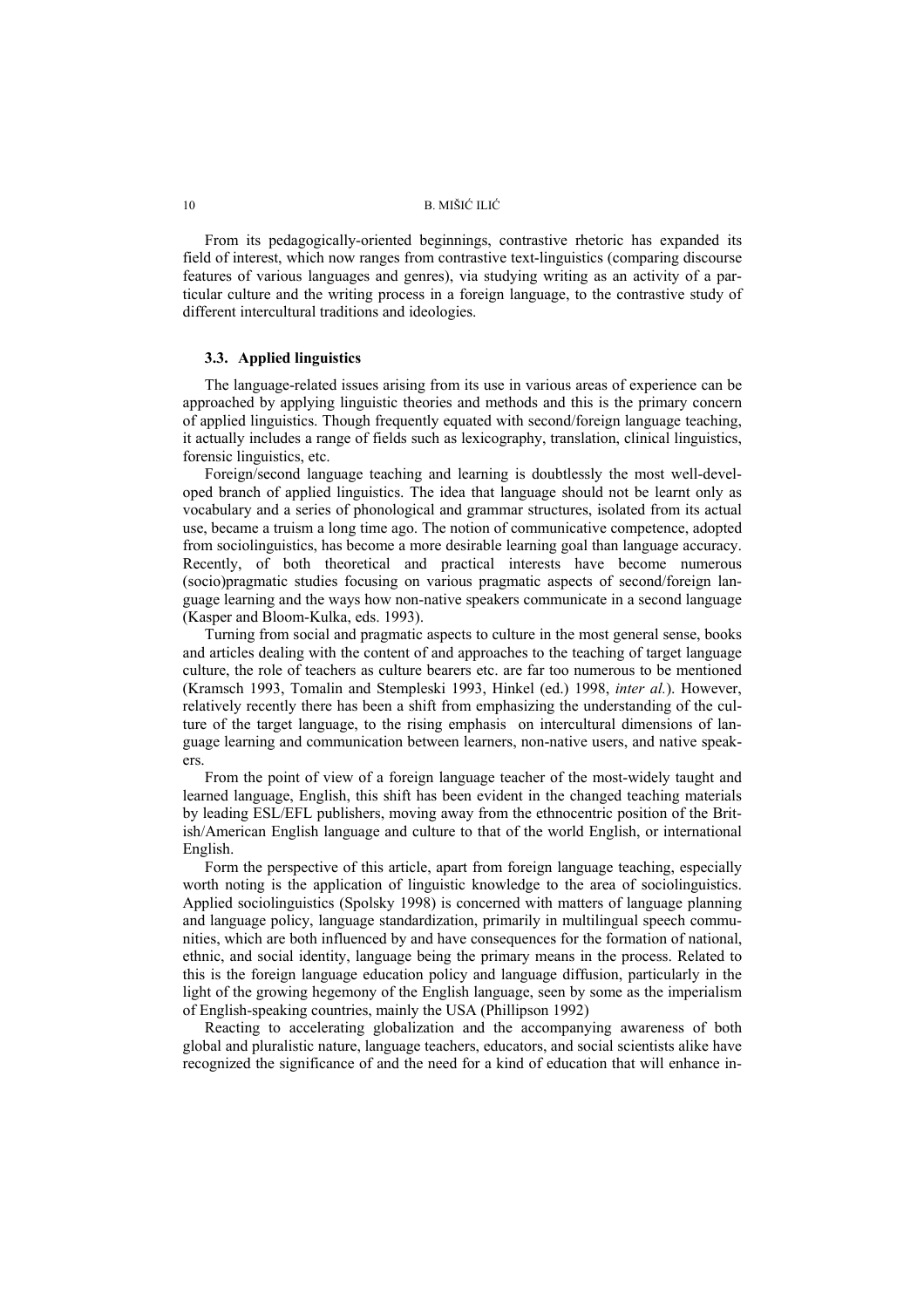From its pedagogically-oriented beginnings, contrastive rhetoric has expanded its field of interest, which now ranges from contrastive text-linguistics (comparing discourse features of various languages and genres), via studying writing as an activity of a particular culture and the writing process in a foreign language, to the contrastive study of different intercultural traditions and ideologies.

### 3.3. Applied linguistics

The language-related issues arising from its use in various areas of experience can be approached by applying linguistic theories and methods and this is the primary concern of applied linguistics. Though frequently equated with second/foreign language teaching, it actually includes a range of fields such as lexicography, translation, clinical linguistics, forensic linguistics, etc.

Foreign/second language teaching and learning is doubtlessly the most well-developed branch of applied linguistics. The idea that language should not be learnt only as vocabulary and a series of phonological and grammar structures, isolated from its actual use, became a truism a long time ago. The notion of communicative competence, adopted from sociolinguistics, has become a more desirable learning goal than language accuracy. Recently, of both theoretical and practical interests have become numerous (socio)pragmatic studies focusing on various pragmatic aspects of second/foreign language learning and the ways how non-native speakers communicate in a second language (Kasper and Bloom-Kulka, eds. 1993).

Turning from social and pragmatic aspects to culture in the most general sense, books and articles dealing with the content of and approaches to the teaching of target language culture, the role of teachers as culture bearers etc. are far too numerous to be mentioned (Kramsch 1993, Tomalin and Stempleski 1993, Hinkel (ed.) 1998, *inter al.*). However, relatively recently there has been a shift from emphasizing the understanding of the culture of the target language, to the rising emphasis on intercultural dimensions of language learning and communication between learners, non-native users, and native speakers.

From the point of view of a foreign language teacher of the most-widely taught and learned language, English, this shift has been evident in the changed teaching materials by leading ESL/EFL publishers, moving away from the ethnocentric position of the British/American English language and culture to that of the world English, or international English.

Form the perspective of this article, apart from foreign language teaching, especially worth noting is the application of linguistic knowledge to the area of sociolinguistics. Applied sociolinguistics (Spolsky 1998) is concerned with matters of language planning and language policy, language standardization, primarily in multilingual speech communities, which are both influenced by and have consequences for the formation of national, ethnic, and social identity, language being the primary means in the process. Related to this is the foreign language education policy and language diffusion, particularly in the light of the growing hegemony of the English language, seen by some as the imperialism of English-speaking countries, mainly the USA (Phillipson 1992)

Reacting to accelerating globalization and the accompanying awareness of both global and pluralistic nature, language teachers, educators, and social scientists alike have recognized the significance of and the need for a kind of education that will enhance in-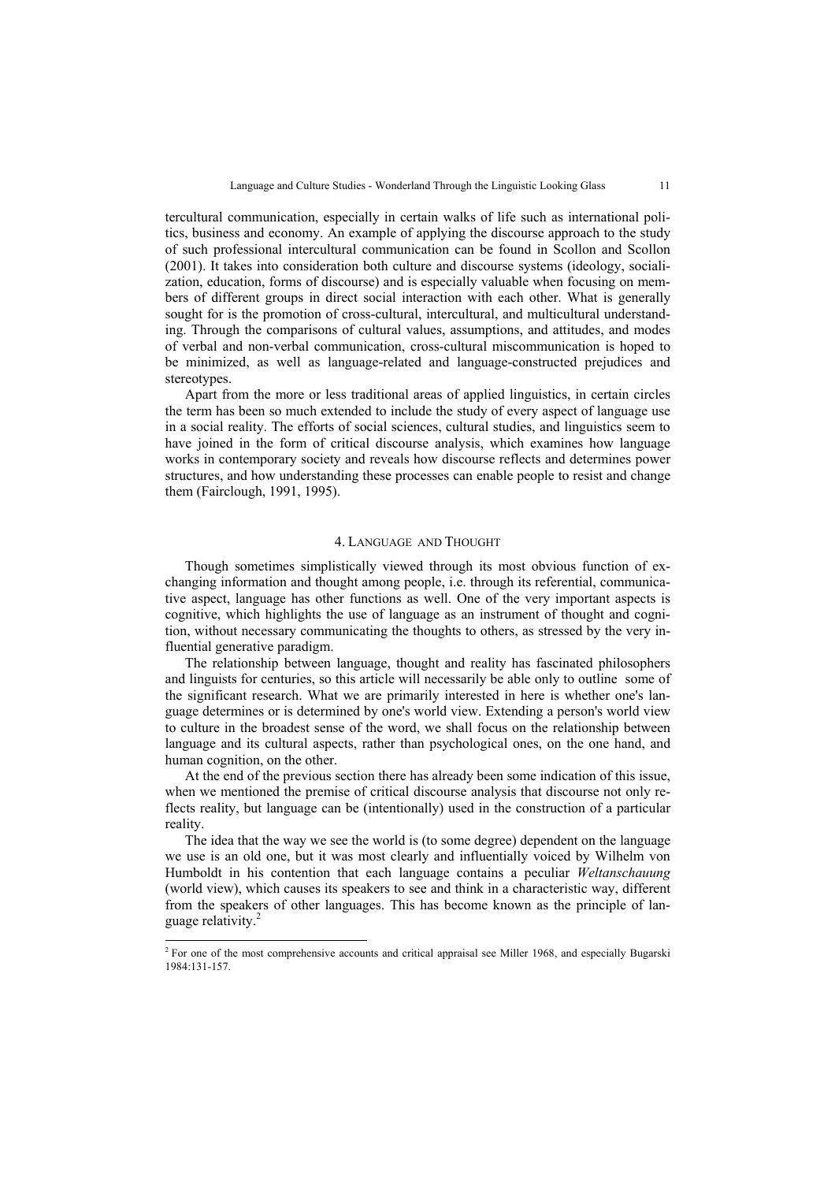tercultural communication, especially in certain walks of life such as international politics, business and economy. An example of applying the discourse approach to the study of such professional intercultural communication can be found in Scollon and Scollon (2001). It takes into consideration both culture and discourse systems (ideology, socialization, education, forms of discourse) and is especially valuable when focusing on members of different groups in direct social interaction with each other. What is generally sought for is the promotion of cross-cultural, intercultural, and multicultural understanding. Through the comparisons of cultural values, assumptions, and attitudes, and modes of verbal and non-verbal communication, cross-cultural miscommunication is hoped to be minimized, as well as language-related and language-constructed prejudices and stereotypes.

Apart from the more or less traditional areas of applied linguistics, in certain circles the term has been so much extended to include the study of every aspect of language use in a social reality. The efforts of social sciences, cultural studies, and linguistics seem to have joined in the form of critical discourse analysis, which examines how language works in contemporary society and reveals how discourse reflects and determines power structures, and how understanding these processes can enable people to resist and change them (Fairclough, 1991, 1995).

## 4. Language and Thought

Though sometimes simplistically viewed through its most obvious function of exchanging information and thought among people, i.e. through its referential, communicative aspect, language has other functions as well. One of the very important aspects is cognitive, which highlights the use of language as an instrument of thought and cognition, without necessary communicating the thoughts to others, as stressed by the very influential generative paradigm.

The relationship between language, thought and reality has fascinated philosophers and linguists for centuries, so this article will necessarily be able only to outline some of the significant research. What we are primarily interested in here is whether one's language determines or is determined by one's world view. Extending a person's world view to culture in the broadest sense of the word, we shall focus on the relationship between language and its cultural aspects, rather than psychological ones, on the one hand, and human cognition, on the other.

At the end of the previous section there has already been some indication of this issue, when we mentioned the premise of critical discourse analysis that discourse not only reflects reality, but language can be (intentionally) used in the construction of a particular reality.

The idea that the way we see the world is (to some degree) dependent on the language we use is an old one, but it was most clearly and influentially voiced by Wilhelm von Humboldt in his contention that each language contains a peculiar *Weltanschauung* (world view), which causes its speakers to see and think in a characteristic way, different from the speakers of other languages. This has become known as the principle of language relativity.[2]

---

[2] For one of the most comprehensive accounts and critical appraisal see Miller 1968, and especially Bugarski 1984:131-157.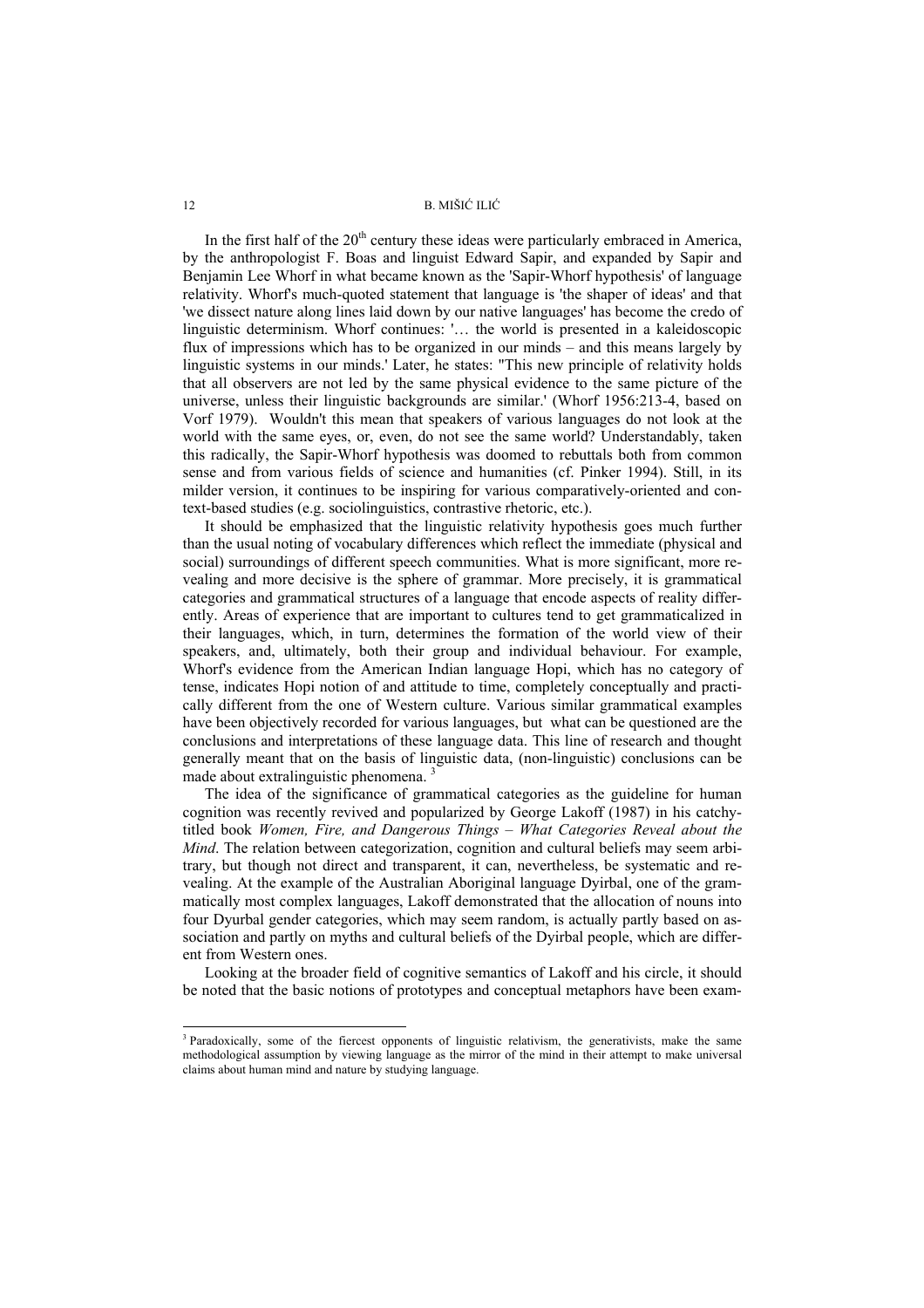In the first half of the 20$^{th}$ century these ideas were particularly embraced in America, by the anthropologist F. Boas and linguist Edward Sapir, and expanded by Sapir and Benjamin Lee Whorf in what became known as the 'Sapir-Whorf hypothesis' of language relativity. Whorf's much-quoted statement that language is 'the shaper of ideas' and that 'we dissect nature along lines laid down by our native languages' has become the credo of linguistic determinism. Whorf continues: '… the world is presented in a kaleidoscopic flux of impressions which has to be organized in our minds – and this means largely by linguistic systems in our minds.' Later, he states: "This new principle of relativity holds that all observers are not led by the same physical evidence to the same picture of the universe, unless their linguistic backgrounds are similar.' (Whorf 1956:213-4, based on Vorf 1979). Wouldn't this mean that speakers of various languages do not look at the world with the same eyes, or, even, do not see the same world? Understandably, taken this radically, the Sapir-Whorf hypothesis was doomed to rebuttals both from common sense and from various fields of science and humanities (cf. Pinker 1994). Still, in its milder version, it continues to be inspiring for various comparatively-oriented and context-based studies (e.g. sociolinguistics, contrastive rhetoric, etc.).

It should be emphasized that the linguistic relativity hypothesis goes much further than the usual noting of vocabulary differences which reflect the immediate (physical and social) surroundings of different speech communities. What is more significant, more revealing and more decisive is the sphere of grammar. More precisely, it is grammatical categories and grammatical structures of a language that encode aspects of reality differently. Areas of experience that are important to cultures tend to get grammaticalized in their languages, which, in turn, determines the formation of the world view of their speakers, and, ultimately, both their group and individual behaviour. For example, Whorf's evidence from the American Indian language Hopi, which has no category of tense, indicates Hopi notion of and attitude to time, completely conceptually and practically different from the one of Western culture. Various similar grammatical examples have been objectively recorded for various languages, but what can be questioned are the conclusions and interpretations of these language data. This line of research and thought generally meant that on the basis of linguistic data, (non-linguistic) conclusions can be made about extralinguistic phenomena.[3]

The idea of the significance of grammatical categories as the guideline for human cognition was recently revived and popularized by George Lakoff (1987) in his catchy-titled book *Women, Fire, and Dangerous Things – What Categories Reveal about the Mind*. The relation between categorization, cognition and cultural beliefs may seem arbitrary, but though not direct and transparent, it can, nevertheless, be systematic and revealing. At the example of the Australian Aboriginal language Dyirbal, one of the grammatically most complex languages, Lakoff demonstrated that the allocation of nouns into four Dyurbal gender categories, which may seem random, is actually partly based on association and partly on myths and cultural beliefs of the Dyirbal people, which are different from Western ones.

Looking at the broader field of cognitive semantics of Lakoff and his circle, it should be noted that the basic notions of prototypes and conceptual metaphors have been exam-

---

[3] Paradoxically, some of the fiercest opponents of linguistic relativism, the generativists, make the same methodological assumption by viewing language as the mirror of the mind in their attempt to make universal claims about human mind and nature by studying language.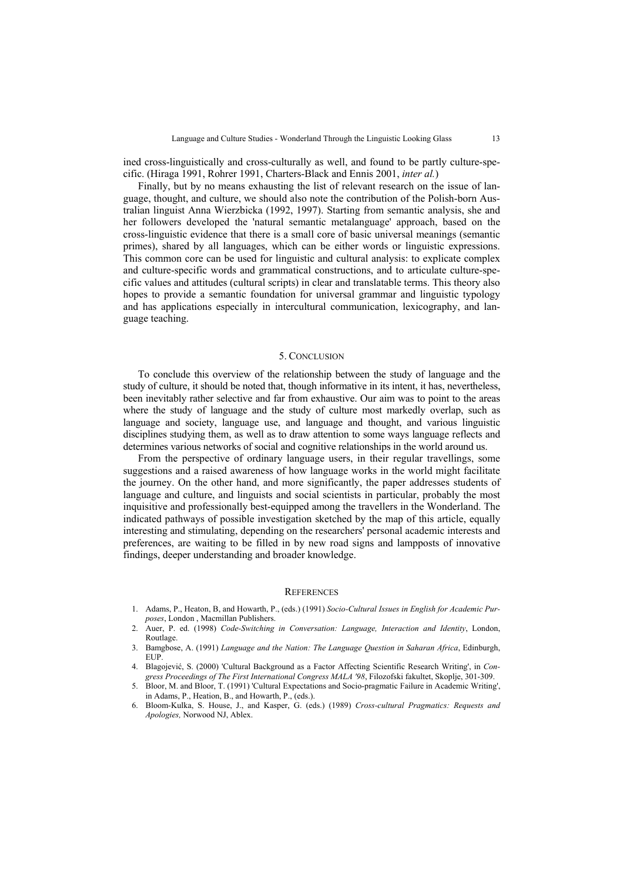ined cross-linguistically and cross-culturally as well, and found to be partly culture-specific. (Hiraga 1991, Rohrer 1991, Charters-Black and Ennis 2001, *inter al.*)

Finally, but by no means exhausting the list of relevant research on the issue of language, thought, and culture, we should also note the contribution of the Polish-born Australian linguist Anna Wierzbicka (1992, 1997). Starting from semantic analysis, she and her followers developed the 'natural semantic metalanguage' approach, based on the cross-linguistic evidence that there is a small core of basic universal meanings (semantic primes), shared by all languages, which can be either words or linguistic expressions. This common core can be used for linguistic and cultural analysis: to explicate complex and culture-specific words and grammatical constructions, and to articulate culture-specific values and attitudes (cultural scripts) in clear and translatable terms. This theory also hopes to provide a semantic foundation for universal grammar and linguistic typology and has applications especially in intercultural communication, lexicography, and language teaching.

## 5. Conclusion

To conclude this overview of the relationship between the study of language and the study of culture, it should be noted that, though informative in its intent, it has, nevertheless, been inevitably rather selective and far from exhaustive. Our aim was to point to the areas where the study of language and the study of culture most markedly overlap, such as language and society, language use, and language and thought, and various linguistic disciplines studying them, as well as to draw attention to some ways language reflects and determines various networks of social and cognitive relationships in the world around us.

From the perspective of ordinary language users, in their regular travellings, some suggestions and a raised awareness of how language works in the world might facilitate the journey. On the other hand, and more significantly, the paper addresses students of language and culture, and linguists and social scientists in particular, probably the most inquisitive and professionally best-equipped among the travellers in the Wonderland. The indicated pathways of possible investigation sketched by the map of this article, equally interesting and stimulating, depending on the researchers' personal academic interests and preferences, are waiting to be filled in by new road signs and lampposts of innovative findings, deeper understanding and broader knowledge.

## References

1. Adams, P., Heaton, B, and Howarth, P., (eds.) (1991) *Socio-Cultural Issues in English for Academic Purposes*, London , Macmillan Publishers.
2. Auer, P. ed. (1998) *Code-Switching in Conversation: Language, Interaction and Identity*, London, Routlage.
3. Bamgbose, A. (1991) *Language and the Nation: The Language Question in Saharan Africa*, Edinburgh, EUP.
4. Blagojević, S. (2000) 'Cultural Background as a Factor Affecting Scientific Research Writing', in *Congress Proceedings of The First International Congress MALA '98*, Filozofski fakultet, Skoplje, 301-309.
5. Bloor, M. and Bloor, T. (1991) 'Cultural Expectations and Socio-pragmatic Failure in Academic Writing', in Adams, P., Heation, B., and Howarth, P., (eds.).
6. Bloom-Kulka, S. House, J., and Kasper, G. (eds.) (1989) *Cross-cultural Pragmatics: Requests and Apologies,* Norwood NJ, Ablex.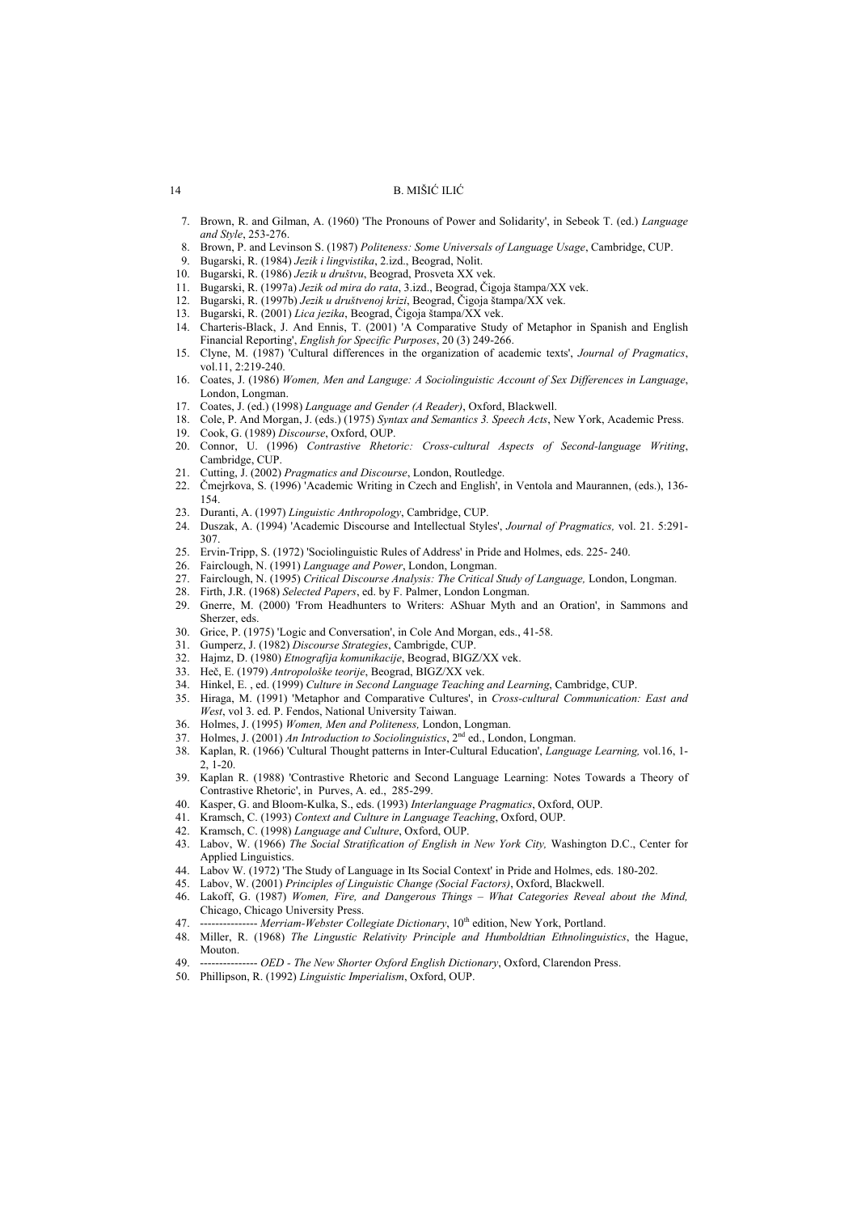7. Brown, R. and Gilman, A. (1960) 'The Pronouns of Power and Solidarity', in Sebeok T. (ed.) *Language and Style*, 253-276.
8. Brown, P. and Levinson S. (1987) *Politeness: Some Universals of Language Usage*, Cambridge, CUP.
9. Bugarski, R. (1984) *Jezik i lingvistika*, 2.izd., Beograd, Nolit.
10. Bugarski, R. (1986) *Jezik u društvu*, Beograd, Prosveta XX vek.
11. Bugarski, R. (1997a) *Jezik od mira do rata*, 3.izd., Beograd, Čigoja štampa/XX vek.
12. Bugarski, R. (1997b) *Jezik u društvenoj krizi*, Beograd, Čigoja štampa/XX vek.
13. Bugarski, R. (2001) *Lica jezika*, Beograd, Čigoja štampa/XX vek.
14. Charteris-Black, J. And Ennis, T. (2001) 'A Comparative Study of Metaphor in Spanish and English Financial Reporting', *English for Specific Purposes*, 20 (3) 249-266.
15. Clyne, M. (1987) 'Cultural differences in the organization of academic texts', *Journal of Pragmatics*, vol.11, 2:219-240.
16. Coates, J. (1986) *Women, Men and Languge: A Sociolinguistic Account of Sex Differences in Language*, London, Longman.
17. Coates, J. (ed.) (1998) *Language and Gender (A Reader)*, Oxford, Blackwell.
18. Cole, P. And Morgan, J. (eds.) (1975) *Syntax and Semantics 3. Speech Acts*, New York, Academic Press.
19. Cook, G. (1989) *Discourse*, Oxford, OUP.
20. Connor, U. (1996) *Contrastive Rhetoric: Cross-cultural Aspects of Second-language Writing*, Cambridge, CUP.
21. Cutting, J. (2002) *Pragmatics and Discourse*, London, Routledge.
22. Čmejrkova, S. (1996) 'Academic Writing in Czech and English', in Ventola and Maurannen, (eds.), 136-154.
23. Duranti, A. (1997) *Linguistic Anthropology*, Cambridge, CUP.
24. Duszak, A. (1994) 'Academic Discourse and Intellectual Styles', *Journal of Pragmatics,* vol. 21. 5:291-307.
25. Ervin-Tripp, S. (1972) 'Sociolinguistic Rules of Address' in Pride and Holmes, eds. 225- 240.
26. Fairclough, N. (1991) *Language and Power*, London, Longman.
27. Fairclough, N. (1995) *Critical Discourse Analysis: The Critical Study of Language,* London, Longman.
28. Firth, J.R. (1968) *Selected Papers*, ed. by F. Palmer, London Longman.
29. Gnerre, M. (2000) 'From Headhunters to Writers: AShuar Myth and an Oration', in Sammons and Sherzer, eds.
30. Grice, P. (1975) 'Logic and Conversation', in Cole And Morgan, eds., 41-58.
31. Gumperz, J. (1982) *Discourse Strategies*, Cambrigde, CUP.
32. Hajmz, D. (1980) *Etnografija komunikacije*, Beograd, BIGZ/XX vek.
33. Heč, E. (1979) *Antropološke teorije*, Beograd, BIGZ/XX vek.
34. Hinkel, E. , ed. (1999) *Culture in Second Language Teaching and Learning*, Cambridge, CUP.
35. Hiraga, M. (1991) 'Metaphor and Comparative Cultures', in *Cross-cultural Communication: East and West*, vol 3. ed. P. Fendos, National University Taiwan.
36. Holmes, J. (1995) *Women, Men and Politeness,* London, Longman.
37. Holmes, J. (2001) *An Introduction to Sociolinguistics*, 2nd ed., London, Longman.
38. Kaplan, R. (1966) 'Cultural Thought patterns in Inter-Cultural Education', *Language Learning,* vol.16, 1-2, 1-20.
39. Kaplan R. (1988) 'Contrastive Rhetoric and Second Language Learning: Notes Towards a Theory of Contrastive Rhetoric', in Purves, A. ed., 285-299.
40. Kasper, G. and Bloom-Kulka, S., eds. (1993) *Interlanguage Pragmatics*, Oxford, OUP.
41. Kramsch, C. (1993) *Context and Culture in Language Teaching*, Oxford, OUP.
42. Kramsch, C. (1998) *Language and Culture*, Oxford, OUP.
43. Labov, W. (1966) *The Social Stratification of English in New York City,* Washington D.C., Center for Applied Linguistics.
44. Labov W. (1972) 'The Study of Language in Its Social Context' in Pride and Holmes, eds. 180-202.
45. Labov, W. (2001) *Principles of Linguistic Change (Social Factors)*, Oxford, Blackwell.
46. Lakoff, G. (1987) *Women, Fire, and Dangerous Things – What Categories Reveal about the Mind,* Chicago, Chicago University Press.
47. --------------- *Merriam-Webster Collegiate Dictionary*, 10th edition, New York, Portland.
48. Miller, R. (1968) *The Lingustic Relativity Principle and Humboldtian Ethnolinguistics*, the Hague, Mouton.
49. --------------- *OED - The New Shorter Oxford English Dictionary*, Oxford, Clarendon Press.
50. Phillipson, R. (1992) *Linguistic Imperialism*, Oxford, OUP.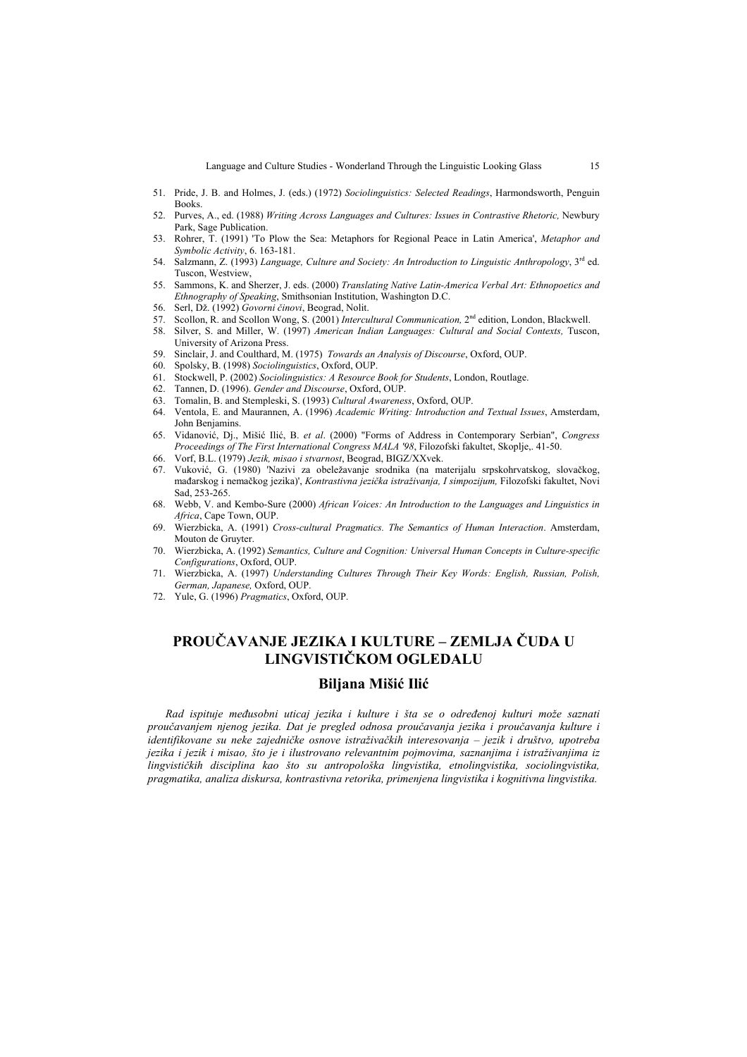51. Pride, J. B. and Holmes, J. (eds.) (1972) *Sociolinguistics: Selected Readings*, Harmondsworth, Penguin Books.
52. Purves, A., ed. (1988) *Writing Across Languages and Cultures: Issues in Contrastive Rhetoric,* Newbury Park, Sage Publication.
53. Rohrer, T. (1991) 'To Plow the Sea: Metaphors for Regional Peace in Latin America', *Metaphor and Symbolic Activity*, 6. 163-181.
54. Salzmann, Z. (1993) *Language, Culture and Society: An Introduction to Linguistic Anthropology*, 3rd ed. Tuscon, Westview,
55. Sammons, K. and Sherzer, J. eds. (2000) *Translating Native Latin-America Verbal Art: Ethnopoetics and Ethnography of Speaking*, Smithsonian Institution, Washington D.C.
56. Serl, Dž. (1992) *Govorni činovi*, Beograd, Nolit.
57. Scollon, R. and Scollon Wong, S. (2001) *Intercultural Communication,* 2nd edition, London, Blackwell.
58. Silver, S. and Miller, W. (1997) *American Indian Languages: Cultural and Social Contexts,* Tuscon, University of Arizona Press.
59. Sinclair, J. and Coulthard, M. (1975) *Towards an Analysis of Discourse*, Oxford, OUP.
60. Spolsky, B. (1998) *Sociolinguistics*, Oxford, OUP.
61. Stockwell, P. (2002) *Sociolinguistics: A Resource Book for Students*, London, Routlage.
62. Tannen, D. (1996). *Gender and Discourse*, Oxford, OUP.
63. Tomalin, B. and Stempleski, S. (1993) *Cultural Awareness*, Oxford, OUP.
64. Ventola, E. and Maurannen, A. (1996) *Academic Writing: Introduction and Textual Issues*, Amsterdam, John Benjamins.
65. Vidanović, Dj., Mišić Ilić, B. *et al*. (2000) "Forms of Address in Contemporary Serbian", *Congress Proceedings of The First International Congress MALA '98*, Filozofski fakultet, Skoplje,. 41-50.
66. Vorf, B.L. (1979) *Jezik, misao i stvarnost*, Beograd, BIGZ/XXvek.
67. Vuković, G. (1980) 'Nazivi za obeležavanje srodnika (na materijalu srpskohrvatskog, slovačkog, mađarskog i nemačkog jezika)', *Kontrastivna jezička istraživanja, I simpozijum,* Filozofski fakultet, Novi Sad, 253-265.
68. Webb, V. and Kembo-Sure (2000) *African Voices: An Introduction to the Languages and Linguistics in Africa*, Cape Town, OUP.
69. Wierzbicka, A. (1991) *Cross-cultural Pragmatics. The Semantics of Human Interaction*. Amsterdam, Mouton de Gruyter.
70. Wierzbicka, A. (1992) *Semantics, Culture and Cognition: Universal Human Concepts in Culture-specific Configurations*, Oxford, OUP.
71. Wierzbicka, A. (1997) *Understanding Cultures Through Their Key Words: English, Russian, Polish, German, Japanese,* Oxford, OUP.
72. Yule, G. (1996) *Pragmatics*, Oxford, OUP.

# PROUČAVANJE JEZIKA I KULTURE – ZEMLJA ČUDA U LINGVISTIČKOM OGLEDALU

## Biljana Mišić Ilić

*Rad ispituje međusobni uticaj jezika i kulture i šta se o određenoj kulturi može saznati proučavanjem njenog jezika. Dat je pregled odnosa proučavanja jezika i proučavanja kulture i identifikovane su neke zajedničke osnove istraživačkih interesovanja – jezik i društvo, upotreba jezika i jezik i misao, što je i ilustrovano relevantnim pojmovima, saznanjima i istraživanjima iz lingvističkih disciplina kao što su antropološka lingvistika, etnolingvistika, sociolingvistika, pragmatika, analiza diskursa, kontrastivna retorika, primenjena lingvistika i kognitivna lingvistika.*